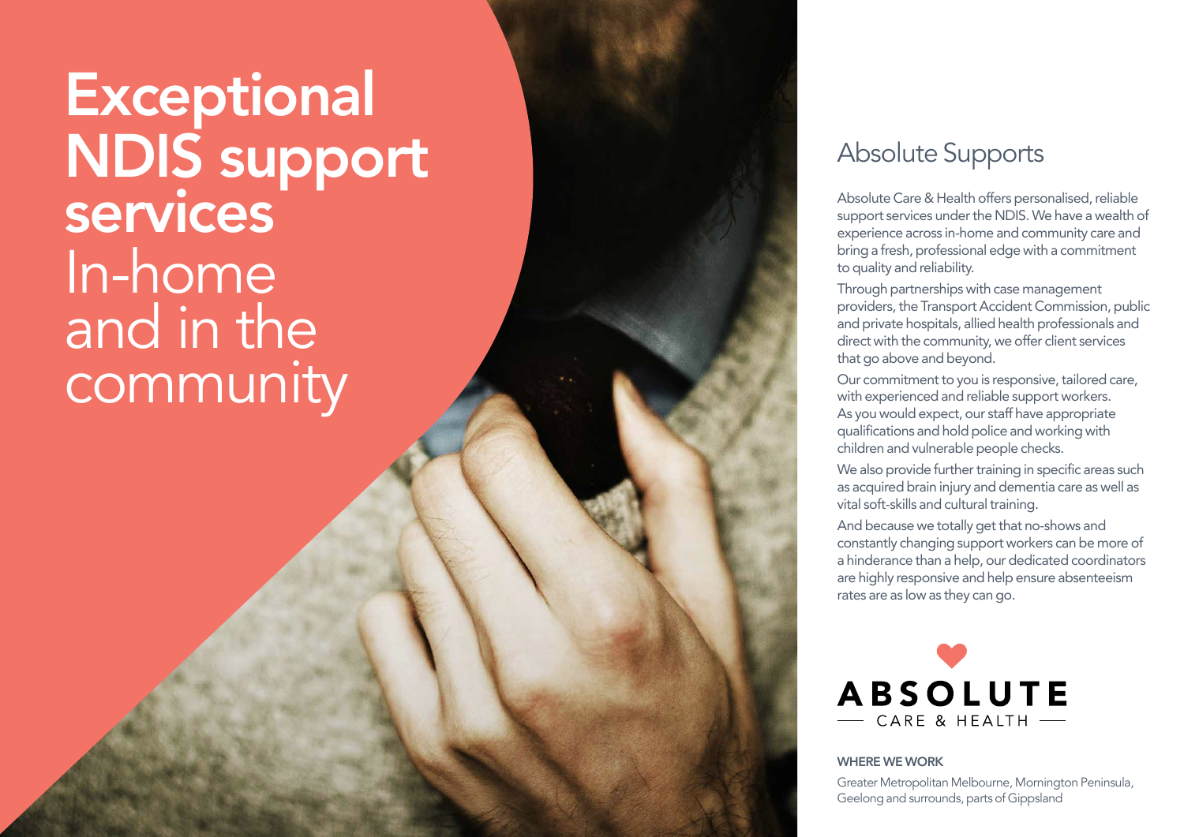# Exceptional NDIS support services

In-home and in the community

## Absolute Supports

Absolute Care & Health offers personalised, reliable support services under the NDIS. We have a wealth of experience across in-home and community care and bring a fresh, professional edge with a commitment to quality and reliability.

Through partnerships with case management providers, the Transport Accident Commission, public and private hospitals, allied health professionals and direct with the community, we offer client services that go above and beyond.

Our commitment to you is responsive, tailored care, with experienced and reliable support workers. As you would expect, our staff have appropriate qualifications and hold police and working with children and vulnerable people checks.

We also provide further training in specific areas such as acquired brain injury and dementia care as well as vital soft-skills and cultural training.

And because we totally get that no-shows and constantly changing support workers can be more of a hinderance than a help, our dedicated coordinators are highly responsive and help ensure absenteeism rates are as low as they can go.

ABSOLUTE
CARE & HEALTH

**WHERE WE WORK**

Greater Metropolitan Melbourne, Mornington Peninsula, Geelong and surrounds, parts of Gippsland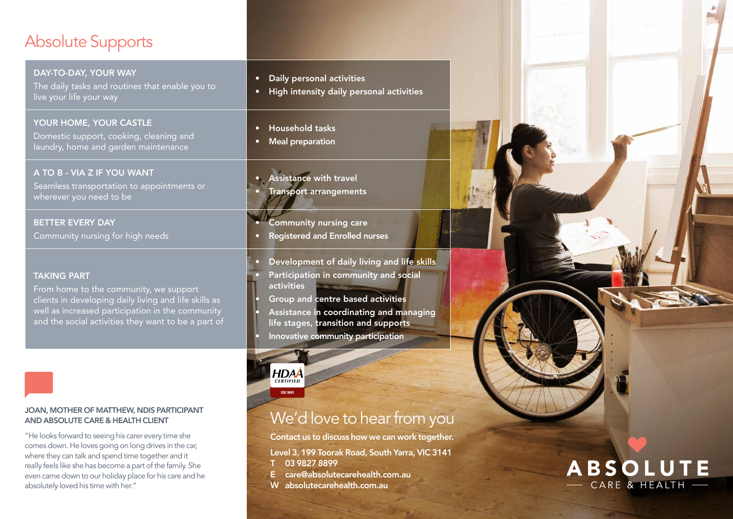# Absolute Supports

| | |
|---|---|
| **DAY-TO-DAY, YOUR WAY** The daily tasks and routines that enable you to live your life your way | • Daily personal activities • High intensity daily personal activities |
| **YOUR HOME, YOUR CASTLE** Domestic support, cooking, cleaning and laundry, home and garden maintenance | • Household tasks • Meal preparation |
| **A TO B - VIA Z IF YOU WANT** Seamless transportation to appointments or wherever you need to be | • Assistance with travel • Transport arrangements |
| **BETTER EVERY DAY** Community nursing for high needs | • Community nursing care • Registered and Enrolled nurses |
| **TAKING PART** From home to the community, we support clients in developing daily living and life skills as well as increased participation in the community and the social activities they want to be a part of | • Development of daily living and life skills • Participation in community and social activities • Group and centre based activities • Assistance in coordinating and managing life stages, transition and supports • Innovative community participation |

**JOAN, MOTHER OF MATTHEW, NDIS PARTICIPANT AND ABSOLUTE CARE & HEALTH CLIENT**

"He looks forward to seeing his carer every time she comes down. He loves going on long drives in the car, where they can talk and spend time together and it really feels like she has become a part of the family. She even came down to our holiday place for his care and he absolutely loved his time with her."

HDAA CERTIFIED ISO 9001

## We'd love to hear from you

**Contact us to discuss how we can work together.**

**Level 3, 199 Toorak Road, South Yarra, VIC 3141**
**T 03 9827 8899**
**E care@absolutecarehealth.com.au**
**W absolutecarehealth.com.au**

ABSOLUTE CARE & HEALTH